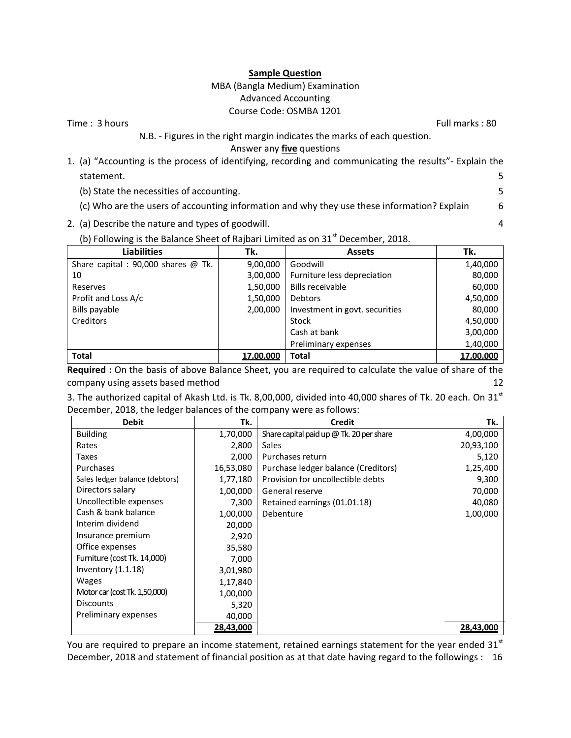**Sample Question**

MBA (Bangla Medium) Examination

Advanced Accounting

Course Code: OSMBA 1201

Time : 3 hours — Full marks : 80

N.B. - Figures in the right margin indicates the marks of each question.

Answer any **five** questions

1. (a) "Accounting is the process of identifying, recording and communicating the results"- Explain the statement. 5

   (b) State the necessities of accounting. 5

   (c) Who are the users of accounting information and why they use these information? Explain 6

2. (a) Describe the nature and types of goodwill. 4

   (b) Following is the Balance Sheet of Rajbari Limited as on 31st December, 2018.

| Liabilities | Tk. | Assets | Tk. |
|---|---|---|---|
| Share capital : 90,000 shares @ Tk. 10 | 9,00,000 | Goodwill | 1,40,000 |
| Reserves | 3,00,000 | Furniture less depreciation | 80,000 |
| Profit and Loss A/c | 1,50,000 | Bills receivable | 60,000 |
| Bills payable | 1,50,000 | Debtors | 4,50,000 |
| Creditors | 2,00,000 | Investment in govt. securities | 80,000 |
| | | Stock | 4,50,000 |
| | | Cash at bank | 3,00,000 |
| | | Preliminary expenses | 1,40,000 |
| **Total** | **17,00,000** | **Total** | **17,00,000** |

**Required :** On the basis of above Balance Sheet, you are required to calculate the value of share of the company using assets based method 12

3. The authorized capital of Akash Ltd. is Tk. 8,00,000, divided into 40,000 shares of Tk. 20 each. On 31st December, 2018, the ledger balances of the company were as follows:

| Debit | Tk. | Credit | Tk. |
|---|---|---|---|
| Building | 1,70,000 | Share capital paid up @ Tk. 20 per share | 4,00,000 |
| Rates | 2,800 | Sales | 20,93,100 |
| Taxes | 2,000 | Purchases return | 5,120 |
| Purchases | 16,53,080 | Purchase ledger balance (Creditors) | 1,25,400 |
| Sales ledger balance (debtors) | 1,77,180 | Provision for uncollectible debts | 9,300 |
| Directors salary | 1,00,000 | General reserve | 70,000 |
| Uncollectible expenses | 7,300 | Retained earnings (01.01.18) | 40,080 |
| Cash & bank balance | 1,00,000 | Debenture | 1,00,000 |
| Interim dividend | 20,000 | | |
| Insurance premium | 2,920 | | |
| Office expenses | 35,580 | | |
| Furniture (cost Tk. 14,000) | 7,000 | | |
| Inventory (1.1.18) | 3,01,980 | | |
| Wages | 1,17,840 | | |
| Motor car (cost Tk. 1,50,000) | 1,00,000 | | |
| Discounts | 5,320 | | |
| Preliminary expenses | 40,000 | | |
| | **28,43,000** | | **28,43,000** |

You are required to prepare an income statement, retained earnings statement for the year ended 31st December, 2018 and statement of financial position as at that date having regard to the followings : 16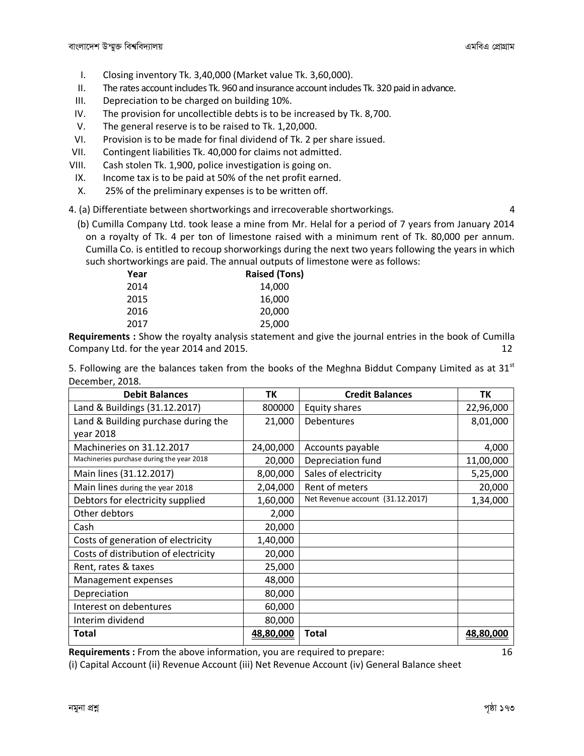I. Closing inventory Tk. 3,40,000 (Market value Tk. 3,60,000).
II. The rates account includes Tk. 960 and insurance account includes Tk. 320 paid in advance.
III. Depreciation to be charged on building 10%.
IV. The provision for uncollectible debts is to be increased by Tk. 8,700.
V. The general reserve is to be raised to Tk. 1,20,000.
VI. Provision is to be made for final dividend of Tk. 2 per share issued.
VII. Contingent liabilities Tk. 40,000 for claims not admitted.
VIII. Cash stolen Tk. 1,900, police investigation is going on.
IX. Income tax is to be paid at 50% of the net profit earned.
X. 25% of the preliminary expenses is to be written off.

4. (a) Differentiate between shortworkings and irrecoverable shortworkings. 4

(b) Cumilla Company Ltd. took lease a mine from Mr. Helal for a period of 7 years from January 2014 on a royalty of Tk. 4 per ton of limestone raised with a minimum rent of Tk. 80,000 per annum. Cumilla Co. is entitled to recoup shorworkings during the next two years following the years in which such shortworkings are paid. The annual outputs of limestone were as follows:

| Year | Raised (Tons) |
|---|---|
| 2014 | 14,000 |
| 2015 | 16,000 |
| 2016 | 20,000 |
| 2017 | 25,000 |

**Requirements :** Show the royalty analysis statement and give the journal entries in the book of Cumilla Company Ltd. for the year 2014 and 2015. 12

5. Following are the balances taken from the books of the Meghna Biddut Company Limited as at 31st December, 2018.

| Debit Balances | TK | Credit Balances | TK |
|---|---|---|---|
| Land & Buildings (31.12.2017) | 800000 | Equity shares | 22,96,000 |
| Land & Building purchase during the year 2018 | 21,000 | Debentures | 8,01,000 |
| Machineries on 31.12.2017 | 24,00,000 | Accounts payable | 4,000 |
| Machineries purchase during the year 2018 | 20,000 | Depreciation fund | 11,00,000 |
| Main lines (31.12.2017) | 8,00,000 | Sales of electricity | 5,25,000 |
| Main lines during the year 2018 | 2,04,000 | Rent of meters | 20,000 |
| Debtors for electricity supplied | 1,60,000 | Net Revenue account (31.12.2017) | 1,34,000 |
| Other debtors | 2,000 | | |
| Cash | 20,000 | | |
| Costs of generation of electricity | 1,40,000 | | |
| Costs of distribution of electricity | 20,000 | | |
| Rent, rates & taxes | 25,000 | | |
| Management expenses | 48,000 | | |
| Depreciation | 80,000 | | |
| Interest on debentures | 60,000 | | |
| Interim dividend | 80,000 | | |
| **Total** | **48,80,000** | **Total** | **48,80,000** |

**Requirements :** From the above information, you are required to prepare: 16

(i) Capital Account (ii) Revenue Account (iii) Net Revenue Account (iv) General Balance sheet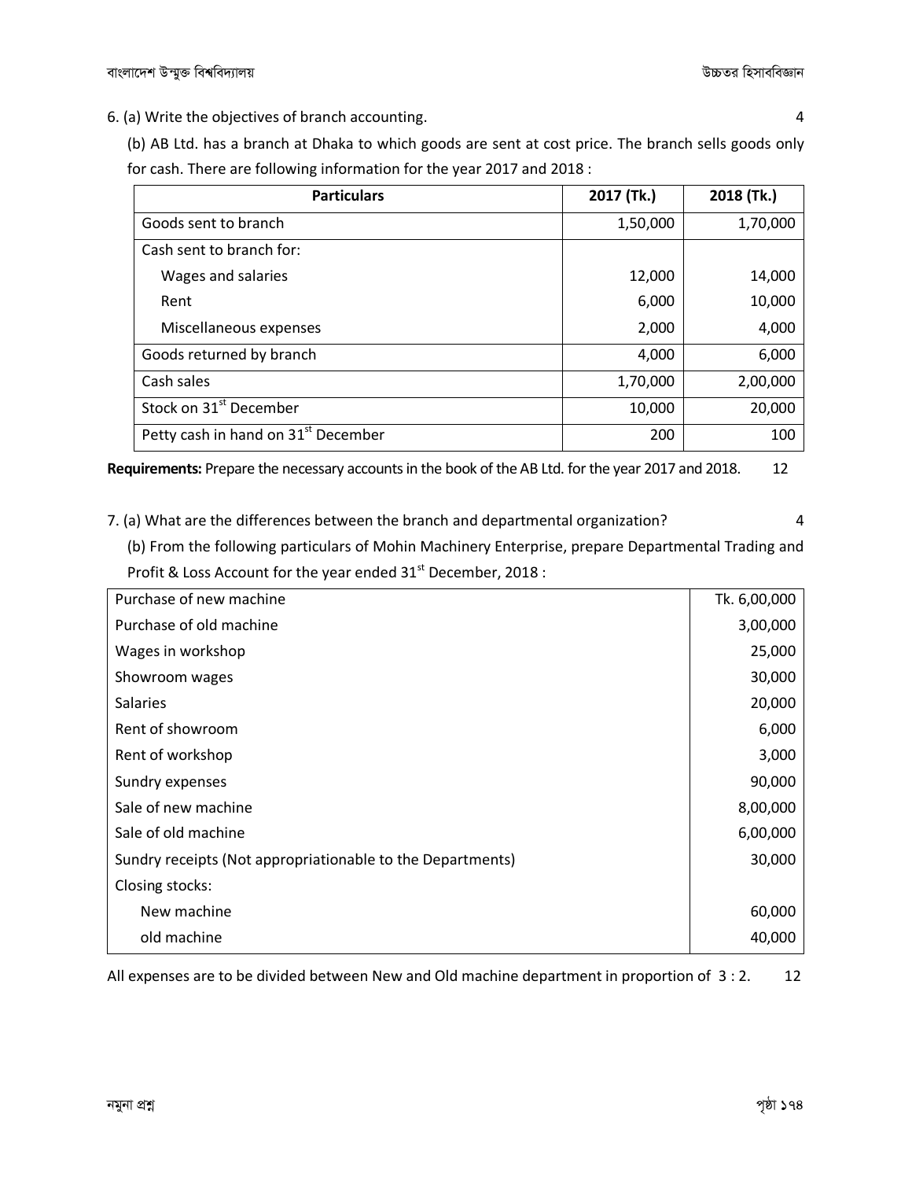6. (a) Write the objectives of branch accounting. 4

(b) AB Ltd. has a branch at Dhaka to which goods are sent at cost price. The branch sells goods only for cash. There are following information for the year 2017 and 2018 :

| Particulars | 2017 (Tk.) | 2018 (Tk.) |
|---|---:|---:|
| Goods sent to branch | 1,50,000 | 1,70,000 |
| Cash sent to branch for: | | |
| Wages and salaries | 12,000 | 14,000 |
| Rent | 6,000 | 10,000 |
| Miscellaneous expenses | 2,000 | 4,000 |
| Goods returned by branch | 4,000 | 6,000 |
| Cash sales | 1,70,000 | 2,00,000 |
| Stock on 31st December | 10,000 | 20,000 |
| Petty cash in hand on 31st December | 200 | 100 |

**Requirements:** Prepare the necessary accounts in the book of the AB Ltd. for the year 2017 and 2018. 12

7. (a) What are the differences between the branch and departmental organization? 4

(b) From the following particulars of Mohin Machinery Enterprise, prepare Departmental Trading and Profit & Loss Account for the year ended 31st December, 2018 :

| Particulars | Amount |
|---|---:|
| Purchase of new machine | Tk. 6,00,000 |
| Purchase of old machine | 3,00,000 |
| Wages in workshop | 25,000 |
| Showroom wages | 30,000 |
| Salaries | 20,000 |
| Rent of showroom | 6,000 |
| Rent of workshop | 3,000 |
| Sundry expenses | 90,000 |
| Sale of new machine | 8,00,000 |
| Sale of old machine | 6,00,000 |
| Sundry receipts (Not appropriationable to the Departments) | 30,000 |
| Closing stocks: | |
| New machine | 60,000 |
| old machine | 40,000 |

All expenses are to be divided between New and Old machine department in proportion of 3 : 2. 12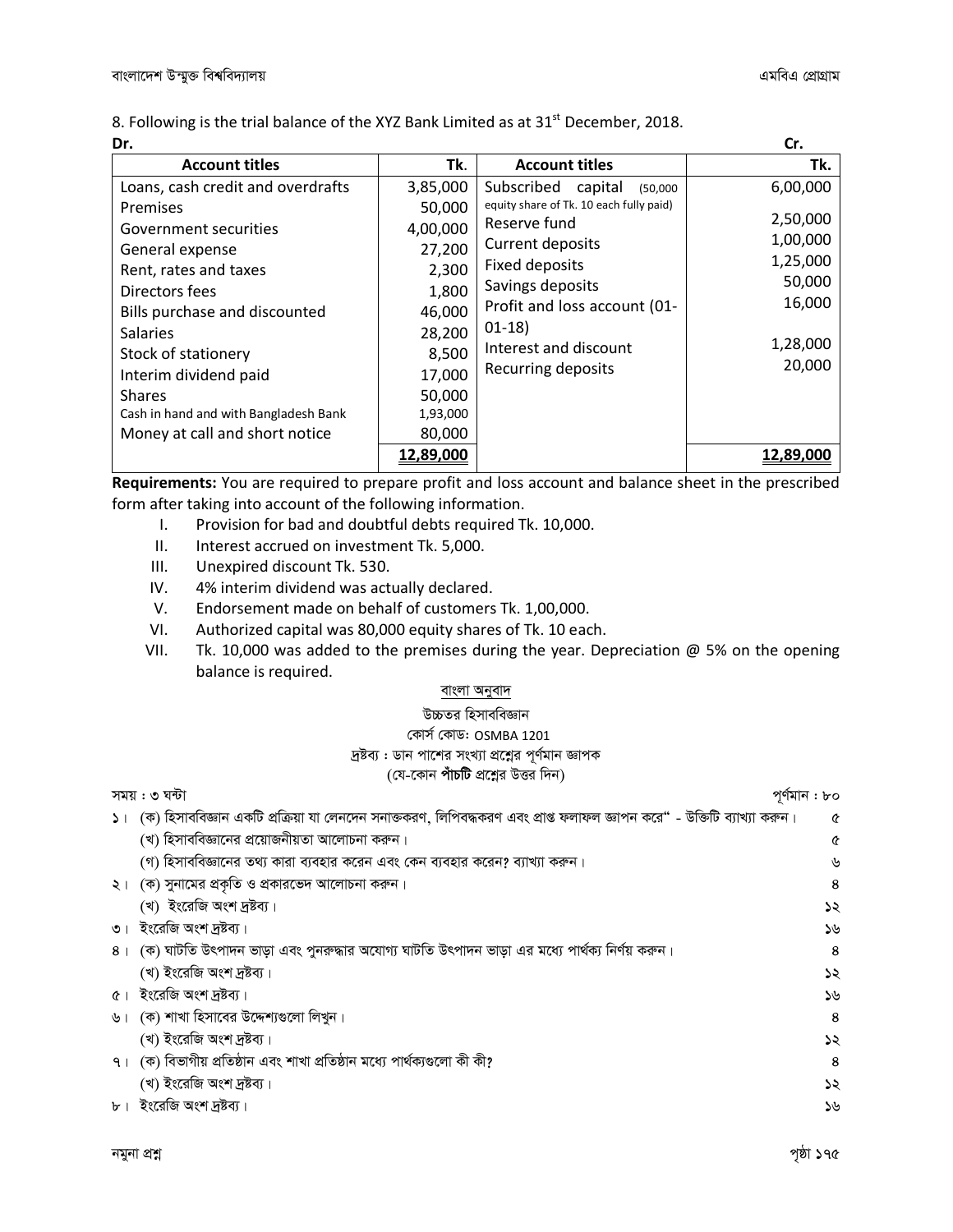8. Following is the trial balance of the XYZ Bank Limited as at 31st December, 2018.

**Dr.** **Cr.**

| Account titles | Tk. | Account titles | Tk. |
|---|---|---|---|
| Loans, cash credit and overdrafts | 3,85,000 | Subscribed capital (50,000 equity share of Tk. 10 each fully paid) | 6,00,000 |
| Premises | 50,000 | Reserve fund | 2,50,000 |
| Government securities | 4,00,000 | Current deposits | 1,00,000 |
| General expense | 27,200 | Fixed deposits | 1,25,000 |
| Rent, rates and taxes | 2,300 | Savings deposits | 50,000 |
| Directors fees | 1,800 | Profit and loss account (01-01-18) | 16,000 |
| Bills purchase and discounted | 46,000 | Interest and discount | 1,28,000 |
| Salaries | 28,200 | Recurring deposits | 20,000 |
| Stock of stationery | 8,500 | | |
| Interim dividend paid | 17,000 | | |
| Shares | 50,000 | | |
| Cash in hand and with Bangladesh Bank | 1,93,000 | | |
| Money at call and short notice | 80,000 | | |
| | **12,89,000** | | **12,89,000** |

**Requirements:** You are required to prepare profit and loss account and balance sheet in the prescribed form after taking into account of the following information.

I. Provision for bad and doubtful debts required Tk. 10,000.
II. Interest accrued on investment Tk. 5,000.
III. Unexpired discount Tk. 530.
IV. 4% interim dividend was actually declared.
V. Endorsement made on behalf of customers Tk. 1,00,000.
VI. Authorized capital was 80,000 equity shares of Tk. 10 each.
VII. Tk. 10,000 was added to the premises during the year. Depreciation @ 5% on the opening balance is required.

## বাংলা অনুবাদ

### উচ্চতর হিসাববিজ্ঞান

কোর্স কোড: OSMBA 1201

দ্রষ্টব্য : ডান পাশের সংখ্যা প্রশ্নের পূর্ণমান জ্ঞাপক

(যে-কোন **পাঁচটি** প্রশ্নের উত্তর দিন)

সময় : ৩ ঘন্টা — পূর্ণমান : ৮০

১। (ক) হিসাববিজ্ঞান একটি প্রক্রিয়া যা লেনদেন সনাক্তকরণ, লিপিবদ্ধকরণ এবং প্রাপ্ত ফলাফল জ্ঞাপন করে" - উক্তিটি ব্যাখ্যা করুন। ৫
(খ) হিসাববিজ্ঞানের প্রয়োজনীয়তা আলোচনা করুন। ৫
(গ) হিসাববিজ্ঞানের তথ্য কারা ব্যবহার করেন এবং কেন ব্যবহার করেন? ব্যাখ্যা করুন। ৬

২। (ক) সুনামের প্রকৃতি ও প্রকারভেদ আলোচনা করুন। ৪
(খ) ইংরেজি অংশ দ্রষ্টব্য। ১২

৩। ইংরেজি অংশ দ্রষ্টব্য। ১৬

৪। (ক) ঘাটতি উৎপাদন ভাড়া এবং পুনরুদ্ধার অযোগ্য ঘাটতি উৎপাদন ভাড়া এর মধ্যে পার্থক্য নির্ণয় করুন। ৪
(খ) ইংরেজি অংশ দ্রষ্টব্য। ১২

৫। ইংরেজি অংশ দ্রষ্টব্য। ১৬

৬। (ক) শাখা হিসাবের উদ্দেশ্যগুলো লিখুন। ৪
(খ) ইংরেজি অংশ দ্রষ্টব্য। ১২

৭। (ক) বিভাগীয় প্রতিষ্ঠান এবং শাখা প্রতিষ্ঠান মধ্যে পার্থক্যগুলো কী কী? ৪
(খ) ইংরেজি অংশ দ্রষ্টব্য। ১২

৮। ইংরেজি অংশ দ্রষ্টব্য। ১৬